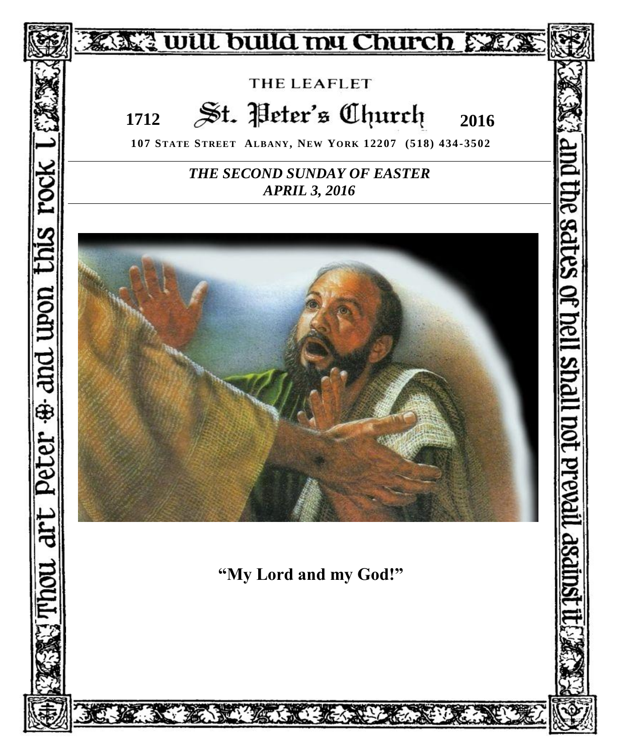will build my Church

Thou art Peter · and upon this rock I

and the gates of hell shall not prevail against it

THE LEAFLET

# St. Peter's Church

**1712** **2016**

**107 STATE STREET ALBANY, NEW YORK 12207 (518) 434-3502**

***THE SECOND SUNDAY OF EASTER***
***APRIL 3, 2016***

**"My Lord and my God!"**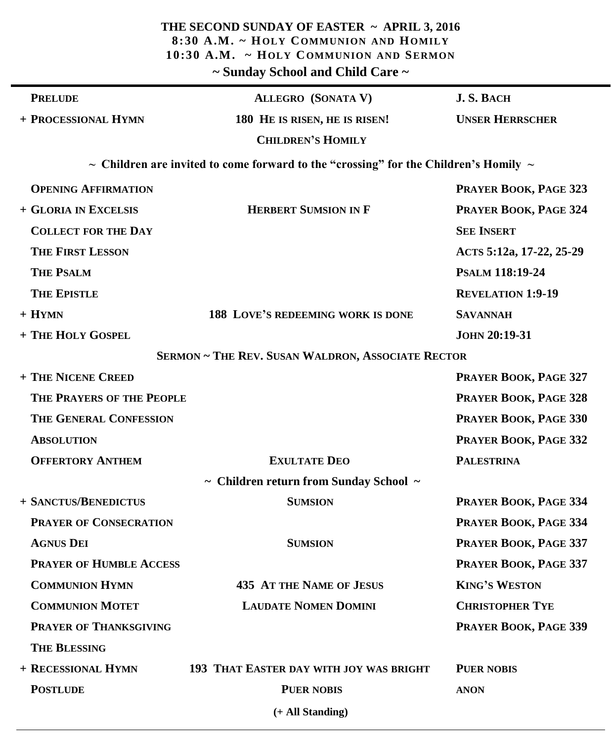# THE SECOND SUNDAY OF EASTER ~ APRIL 3, 2016

**8:30 A.M. ~ HOLY COMMUNION AND HOMILY**

**10:30 A.M. ~ HOLY COMMUNION AND SERMON**

**~ Sunday School and Child Care ~**

| | | |
|---|---|---|
| **PRELUDE** | **ALLEGRO (SONATA V)** | **J. S. BACH** |
| **+ PROCESSIONAL HYMN** | **180 HE IS RISEN, HE IS RISEN!** | **UNSER HERRSCHER** |
| | **CHILDREN'S HOMILY** | |

**~ Children are invited to come forward to the "crossing" for the Children's Homily ~**

| | | |
|---|---|---|
| **OPENING AFFIRMATION** | | **PRAYER BOOK, PAGE 323** |
| **+ GLORIA IN EXCELSIS** | **HERBERT SUMSION IN F** | **PRAYER BOOK, PAGE 324** |
| **COLLECT FOR THE DAY** | | **SEE INSERT** |
| **THE FIRST LESSON** | | **ACTS 5:12a, 17-22, 25-29** |
| **THE PSALM** | | **PSALM 118:19-24** |
| **THE EPISTLE** | | **REVELATION 1:9-19** |
| **+ HYMN** | **188 LOVE'S REDEEMING WORK IS DONE** | **SAVANNAH** |
| **+ THE HOLY GOSPEL** | | **JOHN 20:19-31** |

**SERMON ~ THE REV. SUSAN WALDRON, ASSOCIATE RECTOR**

| | | |
|---|---|---|
| **+ THE NICENE CREED** | | **PRAYER BOOK, PAGE 327** |
| **THE PRAYERS OF THE PEOPLE** | | **PRAYER BOOK, PAGE 328** |
| **THE GENERAL CONFESSION** | | **PRAYER BOOK, PAGE 330** |
| **ABSOLUTION** | | **PRAYER BOOK, PAGE 332** |
| **OFFERTORY ANTHEM** | **EXULTATE DEO** | **PALESTRINA** |

**~ Children return from Sunday School ~**

| | | |
|---|---|---|
| **+ SANCTUS/BENEDICTUS** | **SUMSION** | **PRAYER BOOK, PAGE 334** |
| **PRAYER OF CONSECRATION** | | **PRAYER BOOK, PAGE 334** |
| **AGNUS DEI** | **SUMSION** | **PRAYER BOOK, PAGE 337** |
| **PRAYER OF HUMBLE ACCESS** | | **PRAYER BOOK, PAGE 337** |
| **COMMUNION HYMN** | **435 AT THE NAME OF JESUS** | **KING'S WESTON** |
| **COMMUNION MOTET** | **LAUDATE NOMEN DOMINI** | **CHRISTOPHER TYE** |
| **PRAYER OF THANKSGIVING** | | **PRAYER BOOK, PAGE 339** |
| **THE BLESSING** | | |
| **+ RECESSIONAL HYMN** | **193 THAT EASTER DAY WITH JOY WAS BRIGHT** | **PUER NOBIS** |
| **POSTLUDE** | **PUER NOBIS** | **ANON** |

**(+ All Standing)**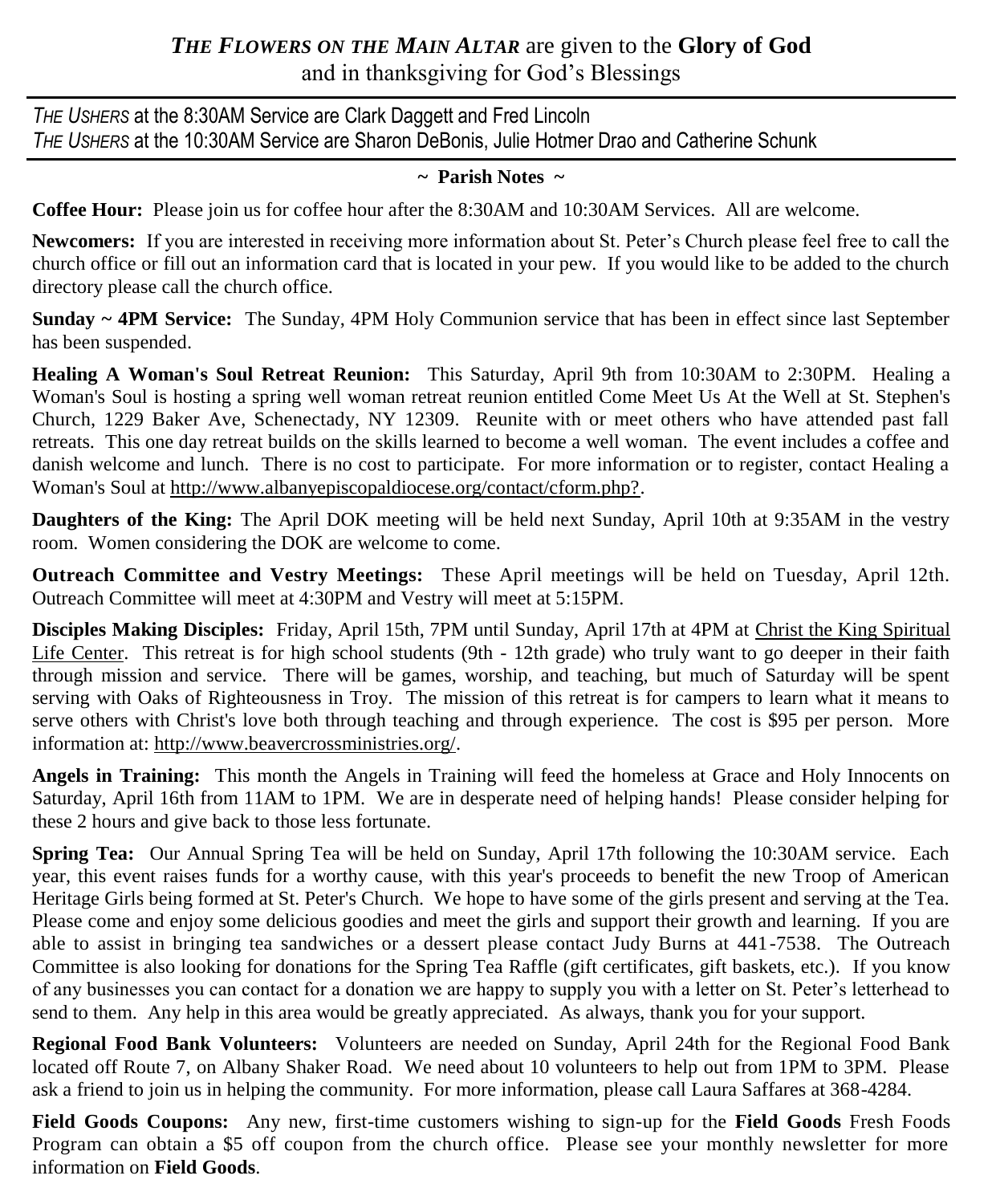***The Flowers on the Main Altar*** are given to the **Glory of God** and in thanksgiving for God's Blessings

---

*The Ushers* at the 8:30AM Service are Clark Daggett and Fred Lincoln
*The Ushers* at the 10:30AM Service are Sharon DeBonis, Julie Hotmer Drao and Catherine Schunk

---

**~ Parish Notes ~**

**Coffee Hour:** Please join us for coffee hour after the 8:30AM and 10:30AM Services. All are welcome.

**Newcomers:** If you are interested in receiving more information about St. Peter's Church please feel free to call the church office or fill out an information card that is located in your pew. If you would like to be added to the church directory please call the church office.

**Sunday ~ 4PM Service:** The Sunday, 4PM Holy Communion service that has been in effect since last September has been suspended.

**Healing A Woman's Soul Retreat Reunion:** This Saturday, April 9th from 10:30AM to 2:30PM. Healing a Woman's Soul is hosting a spring well woman retreat reunion entitled Come Meet Us At the Well at St. Stephen's Church, 1229 Baker Ave, Schenectady, NY 12309. Reunite with or meet others who have attended past fall retreats. This one day retreat builds on the skills learned to become a well woman. The event includes a coffee and danish welcome and lunch. There is no cost to participate. For more information or to register, contact Healing a Woman's Soul at http://www.albanyepiscopaldiocese.org/contact/cform.php?.

**Daughters of the King:** The April DOK meeting will be held next Sunday, April 10th at 9:35AM in the vestry room. Women considering the DOK are welcome to come.

**Outreach Committee and Vestry Meetings:** These April meetings will be held on Tuesday, April 12th. Outreach Committee will meet at 4:30PM and Vestry will meet at 5:15PM.

**Disciples Making Disciples:** Friday, April 15th, 7PM until Sunday, April 17th at 4PM at Christ the King Spiritual Life Center. This retreat is for high school students (9th - 12th grade) who truly want to go deeper in their faith through mission and service. There will be games, worship, and teaching, but much of Saturday will be spent serving with Oaks of Righteousness in Troy. The mission of this retreat is for campers to learn what it means to serve others with Christ's love both through teaching and through experience. The cost is $95 per person. More information at: http://www.beavercrossministries.org/.

**Angels in Training:** This month the Angels in Training will feed the homeless at Grace and Holy Innocents on Saturday, April 16th from 11AM to 1PM. We are in desperate need of helping hands! Please consider helping for these 2 hours and give back to those less fortunate.

**Spring Tea:** Our Annual Spring Tea will be held on Sunday, April 17th following the 10:30AM service. Each year, this event raises funds for a worthy cause, with this year's proceeds to benefit the new Troop of American Heritage Girls being formed at St. Peter's Church. We hope to have some of the girls present and serving at the Tea. Please come and enjoy some delicious goodies and meet the girls and support their growth and learning. If you are able to assist in bringing tea sandwiches or a dessert please contact Judy Burns at 441-7538. The Outreach Committee is also looking for donations for the Spring Tea Raffle (gift certificates, gift baskets, etc.). If you know of any businesses you can contact for a donation we are happy to supply you with a letter on St. Peter's letterhead to send to them. Any help in this area would be greatly appreciated. As always, thank you for your support.

**Regional Food Bank Volunteers:** Volunteers are needed on Sunday, April 24th for the Regional Food Bank located off Route 7, on Albany Shaker Road. We need about 10 volunteers to help out from 1PM to 3PM. Please ask a friend to join us in helping the community. For more information, please call Laura Saffares at 368-4284.

**Field Goods Coupons:** Any new, first-time customers wishing to sign-up for the **Field Goods** Fresh Foods Program can obtain a $5 off coupon from the church office. Please see your monthly newsletter for more information on **Field Goods**.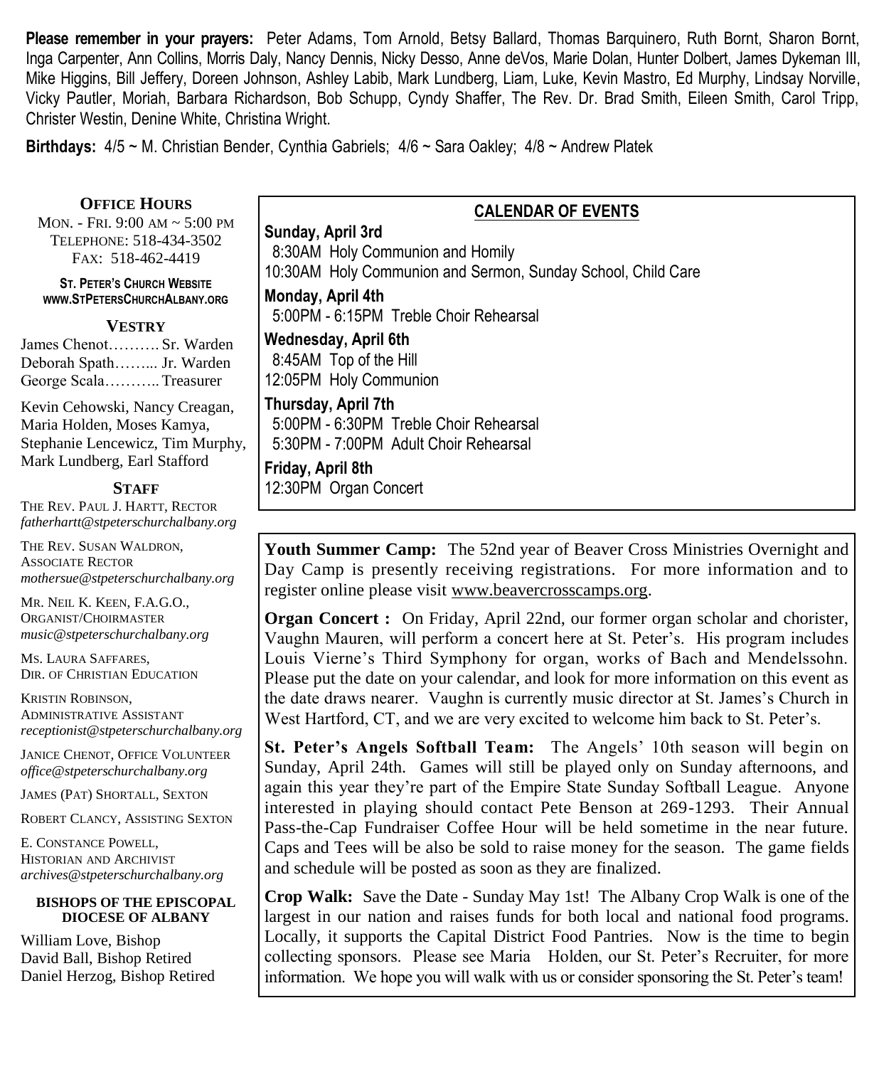**Please remember in your prayers:** Peter Adams, Tom Arnold, Betsy Ballard, Thomas Barquinero, Ruth Bornt, Sharon Bornt, Inga Carpenter, Ann Collins, Morris Daly, Nancy Dennis, Nicky Desso, Anne deVos, Marie Dolan, Hunter Dolbert, James Dykeman III, Mike Higgins, Bill Jeffery, Doreen Johnson, Ashley Labib, Mark Lundberg, Liam, Luke, Kevin Mastro, Ed Murphy, Lindsay Norville, Vicky Pautler, Moriah, Barbara Richardson, Bob Schupp, Cyndy Shaffer, The Rev. Dr. Brad Smith, Eileen Smith, Carol Tripp, Christer Westin, Denine White, Christina Wright.

**Birthdays:** 4/5 ~ M. Christian Bender, Cynthia Gabriels; 4/6 ~ Sara Oakley; 4/8 ~ Andrew Platek

**OFFICE HOURS**

MON. - FRI. 9:00 AM ~ 5:00 PM
TELEPHONE: 518-434-3502
FAX: 518-462-4419

**ST. PETER'S CHURCH WEBSITE**
**WWW.STPETERSCHURCHALBANY.ORG**

**VESTRY**

James Chenot………. Sr. Warden
Deborah Spath……... Jr. Warden
George Scala……….. Treasurer

Kevin Cehowski, Nancy Creagan, Maria Holden, Moses Kamya, Stephanie Lencewicz, Tim Murphy, Mark Lundberg, Earl Stafford

**STAFF**

THE REV. PAUL J. HARTT, RECTOR
*fatherhartt@stpeterschurchalbany.org*

THE REV. SUSAN WALDRON, ASSOCIATE RECTOR
*mothersue@stpeterschurchalbany.org*

MR. NEIL K. KEEN, F.A.G.O., ORGANIST/CHOIRMASTER
*music@stpeterschurchalbany.org*

MS. LAURA SAFFARES, DIR. OF CHRISTIAN EDUCATION

KRISTIN ROBINSON, ADMINISTRATIVE ASSISTANT
*receptionist@stpeterschurchalbany.org*

JANICE CHENOT, OFFICE VOLUNTEER
*office@stpeterschurchalbany.org*

JAMES (PAT) SHORTALL, SEXTON

ROBERT CLANCY, ASSISTING SEXTON

E. CONSTANCE POWELL, HISTORIAN AND ARCHIVIST
*archives@stpeterschurchalbany.org*

**BISHOPS OF THE EPISCOPAL DIOCESE OF ALBANY**

William Love, Bishop
David Ball, Bishop Retired
Daniel Herzog, Bishop Retired

## CALENDAR OF EVENTS

**Sunday, April 3rd**
8:30AM Holy Communion and Homily
10:30AM Holy Communion and Sermon, Sunday School, Child Care

**Monday, April 4th**
5:00PM - 6:15PM Treble Choir Rehearsal

**Wednesday, April 6th**
8:45AM Top of the Hill
12:05PM Holy Communion

**Thursday, April 7th**
5:00PM - 6:30PM Treble Choir Rehearsal
5:30PM - 7:00PM Adult Choir Rehearsal

**Friday, April 8th**
12:30PM Organ Concert

**Youth Summer Camp:** The 52nd year of Beaver Cross Ministries Overnight and Day Camp is presently receiving registrations. For more information and to register online please visit www.beavercrosscamps.org.

**Organ Concert :** On Friday, April 22nd, our former organ scholar and chorister, Vaughn Mauren, will perform a concert here at St. Peter's. His program includes Louis Vierne's Third Symphony for organ, works of Bach and Mendelssohn. Please put the date on your calendar, and look for more information on this event as the date draws nearer. Vaughn is currently music director at St. James's Church in West Hartford, CT, and we are very excited to welcome him back to St. Peter's.

**St. Peter's Angels Softball Team:** The Angels' 10th season will begin on Sunday, April 24th. Games will still be played only on Sunday afternoons, and again this year they're part of the Empire State Sunday Softball League. Anyone interested in playing should contact Pete Benson at 269-1293. Their Annual Pass-the-Cap Fundraiser Coffee Hour will be held sometime in the near future. Caps and Tees will be also be sold to raise money for the season. The game fields and schedule will be posted as soon as they are finalized.

**Crop Walk:** Save the Date - Sunday May 1st! The Albany Crop Walk is one of the largest in our nation and raises funds for both local and national food programs. Locally, it supports the Capital District Food Pantries. Now is the time to begin collecting sponsors. Please see Maria Holden, our St. Peter's Recruiter, for more information. We hope you will walk with us or consider sponsoring the St. Peter's team!